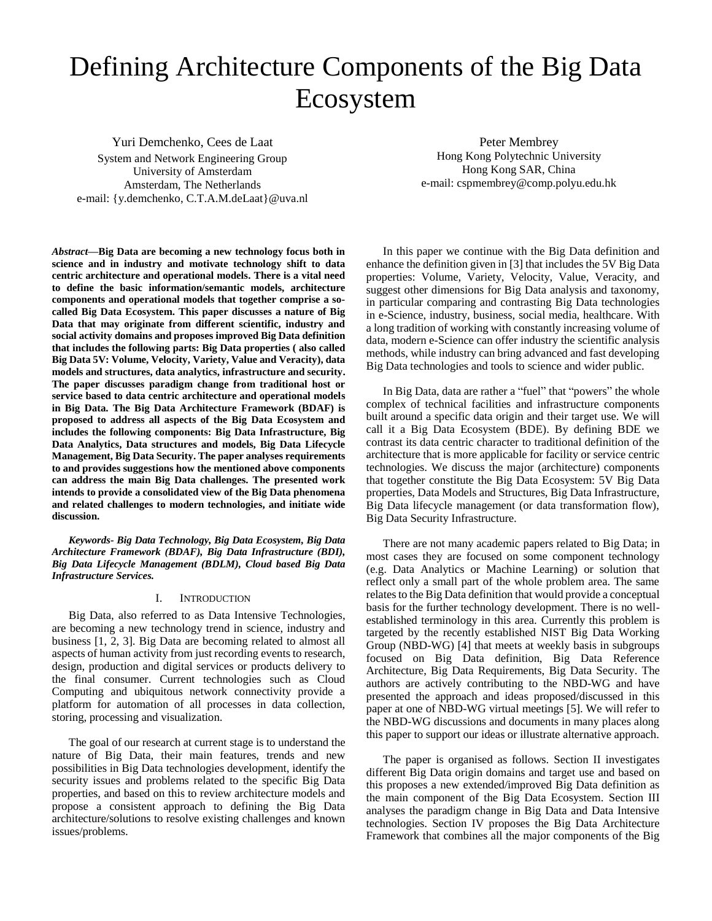# Defining Architecture Components of the Big Data Ecosystem

Yuri Demchenko, Cees de Laat
System and Network Engineering Group
University of Amsterdam
Amsterdam, The Netherlands
e-mail: {y.demchenko, C.T.A.M.deLaat}@uva.nl

Peter Membrey
Hong Kong Polytechnic University
Hong Kong SAR, China
e-mail: cspmembrey@comp.polyu.edu.hk

***Abstract*—Big Data are becoming a new technology focus both in science and in industry and motivate technology shift to data centric architecture and operational models. There is a vital need to define the basic information/semantic models, architecture components and operational models that together comprise a so-called Big Data Ecosystem. This paper discusses a nature of Big Data that may originate from different scientific, industry and social activity domains and proposes improved Big Data definition that includes the following parts: Big Data properties ( also called Big Data 5V: Volume, Velocity, Variety, Value and Veracity), data models and structures, data analytics, infrastructure and security. The paper discusses paradigm change from traditional host or service based to data centric architecture and operational models in Big Data. The Big Data Architecture Framework (BDAF) is proposed to address all aspects of the Big Data Ecosystem and includes the following components: Big Data Infrastructure, Big Data Analytics, Data structures and models, Big Data Lifecycle Management, Big Data Security. The paper analyses requirements to and provides suggestions how the mentioned above components can address the main Big Data challenges. The presented work intends to provide a consolidated view of the Big Data phenomena and related challenges to modern technologies, and initiate wide discussion.**

***Keywords- Big Data Technology, Big Data Ecosystem, Big Data Architecture Framework (BDAF), Big Data Infrastructure (BDI), Big Data Lifecycle Management (BDLM), Cloud based Big Data Infrastructure Services.***

## I. INTRODUCTION

Big Data, also referred to as Data Intensive Technologies, are becoming a new technology trend in science, industry and business [1, 2, 3]. Big Data are becoming related to almost all aspects of human activity from just recording events to research, design, production and digital services or products delivery to the final consumer. Current technologies such as Cloud Computing and ubiquitous network connectivity provide a platform for automation of all processes in data collection, storing, processing and visualization.

The goal of our research at current stage is to understand the nature of Big Data, their main features, trends and new possibilities in Big Data technologies development, identify the security issues and problems related to the specific Big Data properties, and based on this to review architecture models and propose a consistent approach to defining the Big Data architecture/solutions to resolve existing challenges and known issues/problems.

In this paper we continue with the Big Data definition and enhance the definition given in [3] that includes the 5V Big Data properties: Volume, Variety, Velocity, Value, Veracity, and suggest other dimensions for Big Data analysis and taxonomy, in particular comparing and contrasting Big Data technologies in e-Science, industry, business, social media, healthcare. With a long tradition of working with constantly increasing volume of data, modern e-Science can offer industry the scientific analysis methods, while industry can bring advanced and fast developing Big Data technologies and tools to science and wider public.

In Big Data, data are rather a "fuel" that "powers" the whole complex of technical facilities and infrastructure components built around a specific data origin and their target use. We will call it a Big Data Ecosystem (BDE). By defining BDE we contrast its data centric character to traditional definition of the architecture that is more applicable for facility or service centric technologies. We discuss the major (architecture) components that together constitute the Big Data Ecosystem: 5V Big Data properties, Data Models and Structures, Big Data Infrastructure, Big Data lifecycle management (or data transformation flow), Big Data Security Infrastructure.

There are not many academic papers related to Big Data; in most cases they are focused on some component technology (e.g. Data Analytics or Machine Learning) or solution that reflect only a small part of the whole problem area. The same relates to the Big Data definition that would provide a conceptual basis for the further technology development. There is no well-established terminology in this area. Currently this problem is targeted by the recently established NIST Big Data Working Group (NBD-WG) [4] that meets at weekly basis in subgroups focused on Big Data definition, Big Data Reference Architecture, Big Data Requirements, Big Data Security. The authors are actively contributing to the NBD-WG and have presented the approach and ideas proposed/discussed in this paper at one of NBD-WG virtual meetings [5]. We will refer to the NBD-WG discussions and documents in many places along this paper to support our ideas or illustrate alternative approach.

The paper is organised as follows. Section II investigates different Big Data origin domains and target use and based on this proposes a new extended/improved Big Data definition as the main component of the Big Data Ecosystem. Section III analyses the paradigm change in Big Data and Data Intensive technologies. Section IV proposes the Big Data Architecture Framework that combines all the major components of the Big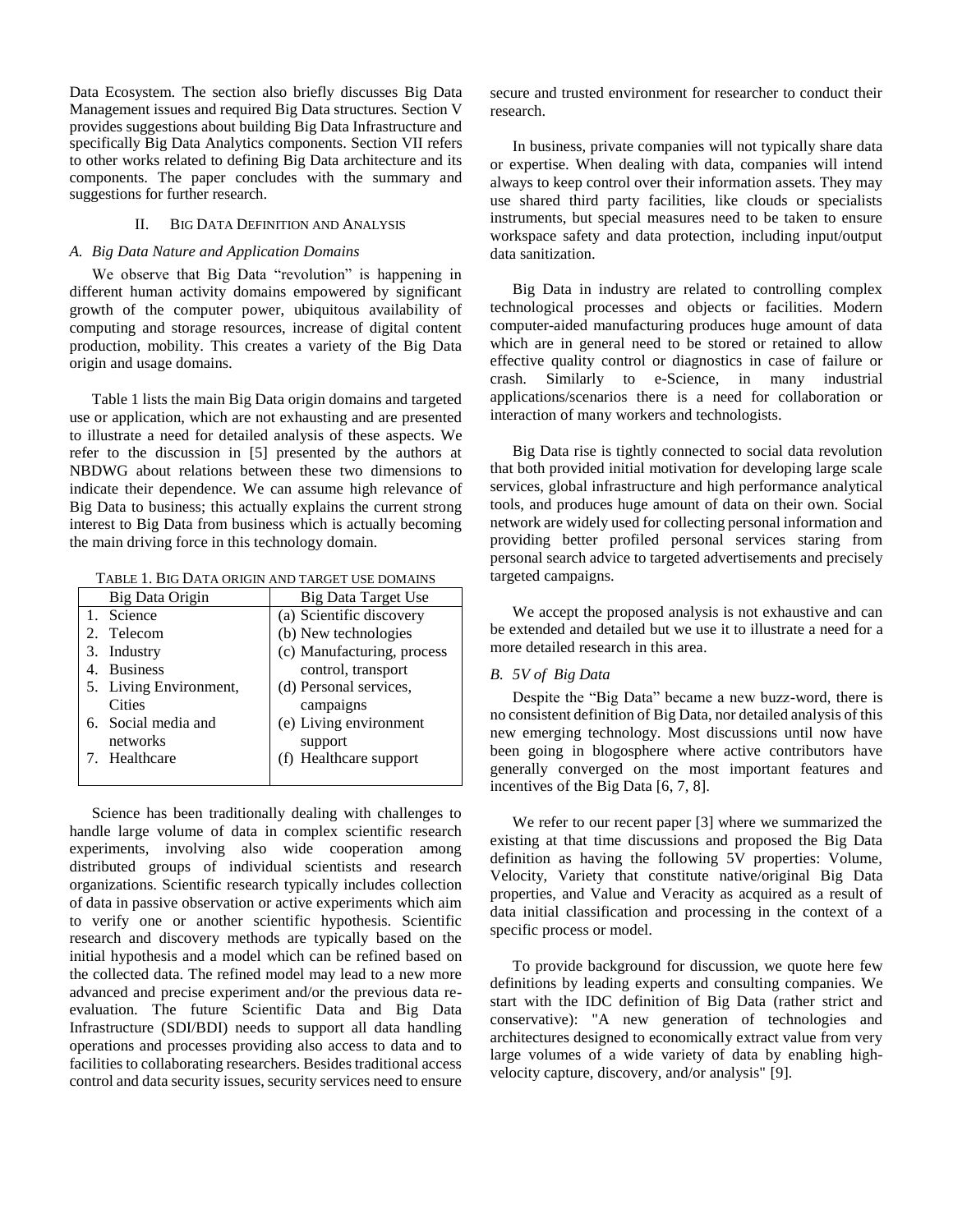Data Ecosystem. The section also briefly discusses Big Data Management issues and required Big Data structures. Section V provides suggestions about building Big Data Infrastructure and specifically Big Data Analytics components. Section VII refers to other works related to defining Big Data architecture and its components. The paper concludes with the summary and suggestions for further research.

## II. Big Data Definition and Analysis

### A. Big Data Nature and Application Domains

We observe that Big Data "revolution" is happening in different human activity domains empowered by significant growth of the computer power, ubiquitous availability of computing and storage resources, increase of digital content production, mobility. This creates a variety of the Big Data origin and usage domains.

Table 1 lists the main Big Data origin domains and targeted use or application, which are not exhausting and are presented to illustrate a need for detailed analysis of these aspects. We refer to the discussion in [5] presented by the authors at NBDWG about relations between these two dimensions to indicate their dependence. We can assume high relevance of Big Data to business; this actually explains the current strong interest to Big Data from business which is actually becoming the main driving force in this technology domain.

TABLE 1. BIG DATA ORIGIN AND TARGET USE DOMAINS

| Big Data Origin | Big Data Target Use |
|---|---|
| 1. Science | (a) Scientific discovery |
| 2. Telecom | (b) New technologies |
| 3. Industry | (c) Manufacturing, process control, transport |
| 4. Business | (d) Personal services, campaigns |
| 5. Living Environment, Cities | (e) Living environment support |
| 6. Social media and networks | (f) Healthcare support |
| 7. Healthcare | |

Science has been traditionally dealing with challenges to handle large volume of data in complex scientific research experiments, involving also wide cooperation among distributed groups of individual scientists and research organizations. Scientific research typically includes collection of data in passive observation or active experiments which aim to verify one or another scientific hypothesis. Scientific research and discovery methods are typically based on the initial hypothesis and a model which can be refined based on the collected data. The refined model may lead to a new more advanced and precise experiment and/or the previous data re-evaluation. The future Scientific Data and Big Data Infrastructure (SDI/BDI) needs to support all data handling operations and processes providing also access to data and to facilities to collaborating researchers. Besides traditional access control and data security issues, security services need to ensure secure and trusted environment for researcher to conduct their research.

In business, private companies will not typically share data or expertise. When dealing with data, companies will intend always to keep control over their information assets. They may use shared third party facilities, like clouds or specialists instruments, but special measures need to be taken to ensure workspace safety and data protection, including input/output data sanitization.

Big Data in industry are related to controlling complex technological processes and objects or facilities. Modern computer-aided manufacturing produces huge amount of data which are in general need to be stored or retained to allow effective quality control or diagnostics in case of failure or crash. Similarly to e-Science, in many industrial applications/scenarios there is a need for collaboration or interaction of many workers and technologists.

Big Data rise is tightly connected to social data revolution that both provided initial motivation for developing large scale services, global infrastructure and high performance analytical tools, and produces huge amount of data on their own. Social network are widely used for collecting personal information and providing better profiled personal services staring from personal search advice to targeted advertisements and precisely targeted campaigns.

We accept the proposed analysis is not exhaustive and can be extended and detailed but we use it to illustrate a need for a more detailed research in this area.

### B. 5V of Big Data

Despite the "Big Data" became a new buzz-word, there is no consistent definition of Big Data, nor detailed analysis of this new emerging technology. Most discussions until now have been going in blogosphere where active contributors have generally converged on the most important features and incentives of the Big Data [6, 7, 8].

We refer to our recent paper [3] where we summarized the existing at that time discussions and proposed the Big Data definition as having the following 5V properties: Volume, Velocity, Variety that constitute native/original Big Data properties, and Value and Veracity as acquired as a result of data initial classification and processing in the context of a specific process or model.

To provide background for discussion, we quote here few definitions by leading experts and consulting companies. We start with the IDC definition of Big Data (rather strict and conservative): "A new generation of technologies and architectures designed to economically extract value from very large volumes of a wide variety of data by enabling high-velocity capture, discovery, and/or analysis" [9].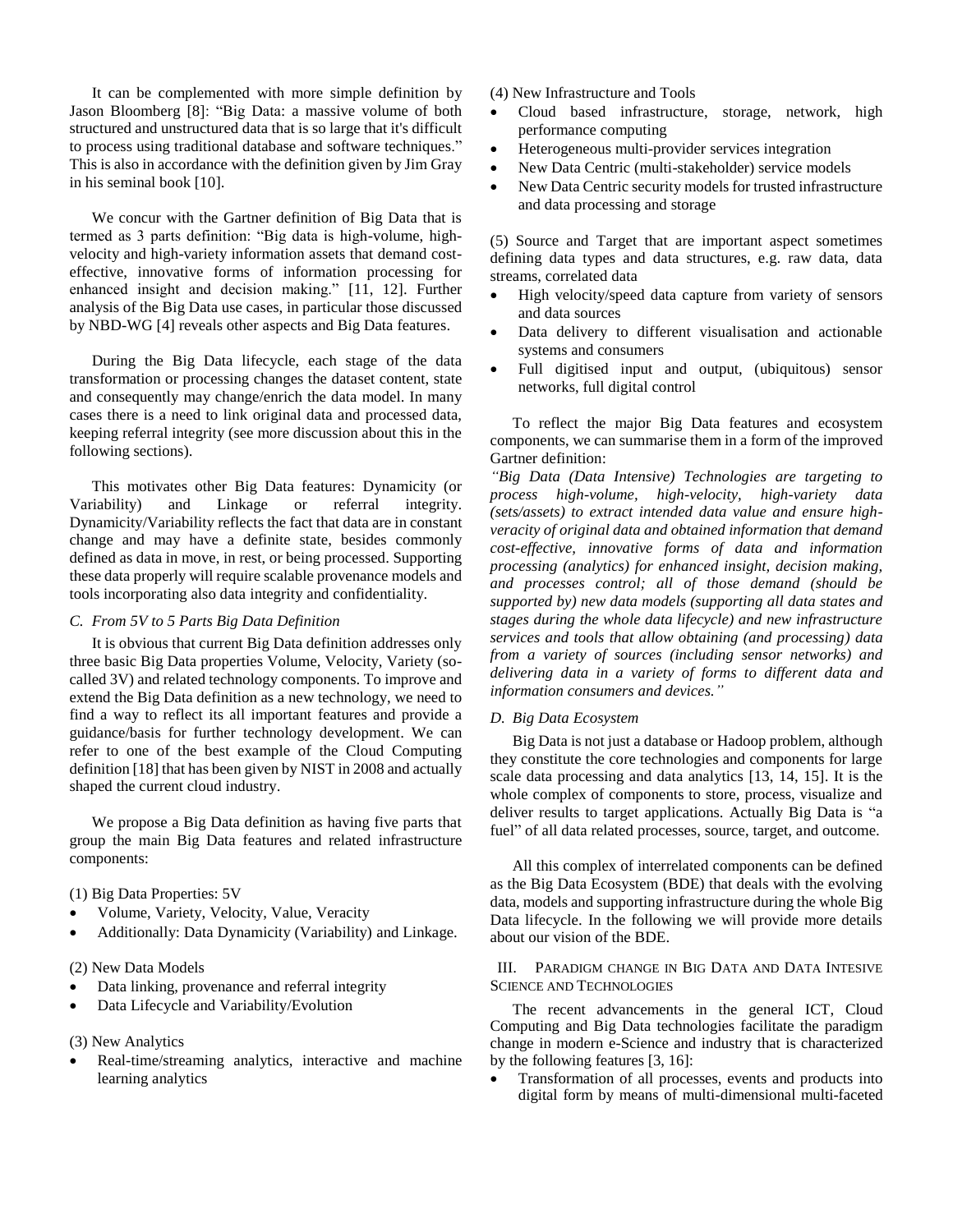It can be complemented with more simple definition by Jason Bloomberg [8]: "Big Data: a massive volume of both structured and unstructured data that is so large that it's difficult to process using traditional database and software techniques." This is also in accordance with the definition given by Jim Gray in his seminal book [10].

We concur with the Gartner definition of Big Data that is termed as 3 parts definition: "Big data is high-volume, high-velocity and high-variety information assets that demand cost-effective, innovative forms of information processing for enhanced insight and decision making." [11, 12]. Further analysis of the Big Data use cases, in particular those discussed by NBD-WG [4] reveals other aspects and Big Data features.

During the Big Data lifecycle, each stage of the data transformation or processing changes the dataset content, state and consequently may change/enrich the data model. In many cases there is a need to link original data and processed data, keeping referral integrity (see more discussion about this in the following sections).

This motivates other Big Data features: Dynamicity (or Variability) and Linkage or referral integrity. Dynamicity/Variability reflects the fact that data are in constant change and may have a definite state, besides commonly defined as data in move, in rest, or being processed. Supporting these data properly will require scalable provenance models and tools incorporating also data integrity and confidentiality.

### C. From 5V to 5 Parts Big Data Definition

It is obvious that current Big Data definition addresses only three basic Big Data properties Volume, Velocity, Variety (so-called 3V) and related technology components. To improve and extend the Big Data definition as a new technology, we need to find a way to reflect its all important features and provide a guidance/basis for further technology development. We can refer to one of the best example of the Cloud Computing definition [18] that has been given by NIST in 2008 and actually shaped the current cloud industry.

We propose a Big Data definition as having five parts that group the main Big Data features and related infrastructure components:

(1) Big Data Properties: 5V

- Volume, Variety, Velocity, Value, Veracity
- Additionally: Data Dynamicity (Variability) and Linkage.

(2) New Data Models

- Data linking, provenance and referral integrity
- Data Lifecycle and Variability/Evolution

(3) New Analytics

- Real-time/streaming analytics, interactive and machine learning analytics

(4) New Infrastructure and Tools

- Cloud based infrastructure, storage, network, high performance computing
- Heterogeneous multi-provider services integration
- New Data Centric (multi-stakeholder) service models
- New Data Centric security models for trusted infrastructure and data processing and storage

(5) Source and Target that are important aspect sometimes defining data types and data structures, e.g. raw data, data streams, correlated data

- High velocity/speed data capture from variety of sensors and data sources
- Data delivery to different visualisation and actionable systems and consumers
- Full digitised input and output, (ubiquitous) sensor networks, full digital control

To reflect the major Big Data features and ecosystem components, we can summarise them in a form of the improved Gartner definition:

*"Big Data (Data Intensive) Technologies are targeting to process high-volume, high-velocity, high-variety data (sets/assets) to extract intended data value and ensure high-veracity of original data and obtained information that demand cost-effective, innovative forms of data and information processing (analytics) for enhanced insight, decision making, and processes control; all of those demand (should be supported by) new data models (supporting all data states and stages during the whole data lifecycle) and new infrastructure services and tools that allow obtaining (and processing) data from a variety of sources (including sensor networks) and delivering data in a variety of forms to different data and information consumers and devices."*

### D. Big Data Ecosystem

Big Data is not just a database or Hadoop problem, although they constitute the core technologies and components for large scale data processing and data analytics [13, 14, 15]. It is the whole complex of components to store, process, visualize and deliver results to target applications. Actually Big Data is "a fuel" of all data related processes, source, target, and outcome.

All this complex of interrelated components can be defined as the Big Data Ecosystem (BDE) that deals with the evolving data, models and supporting infrastructure during the whole Big Data lifecycle. In the following we will provide more details about our vision of the BDE.

## III. Paradigm Change in Big Data and Data Intesive Science and Technologies

The recent advancements in the general ICT, Cloud Computing and Big Data technologies facilitate the paradigm change in modern e-Science and industry that is characterized by the following features [3, 16]:

- Transformation of all processes, events and products into digital form by means of multi-dimensional multi-faceted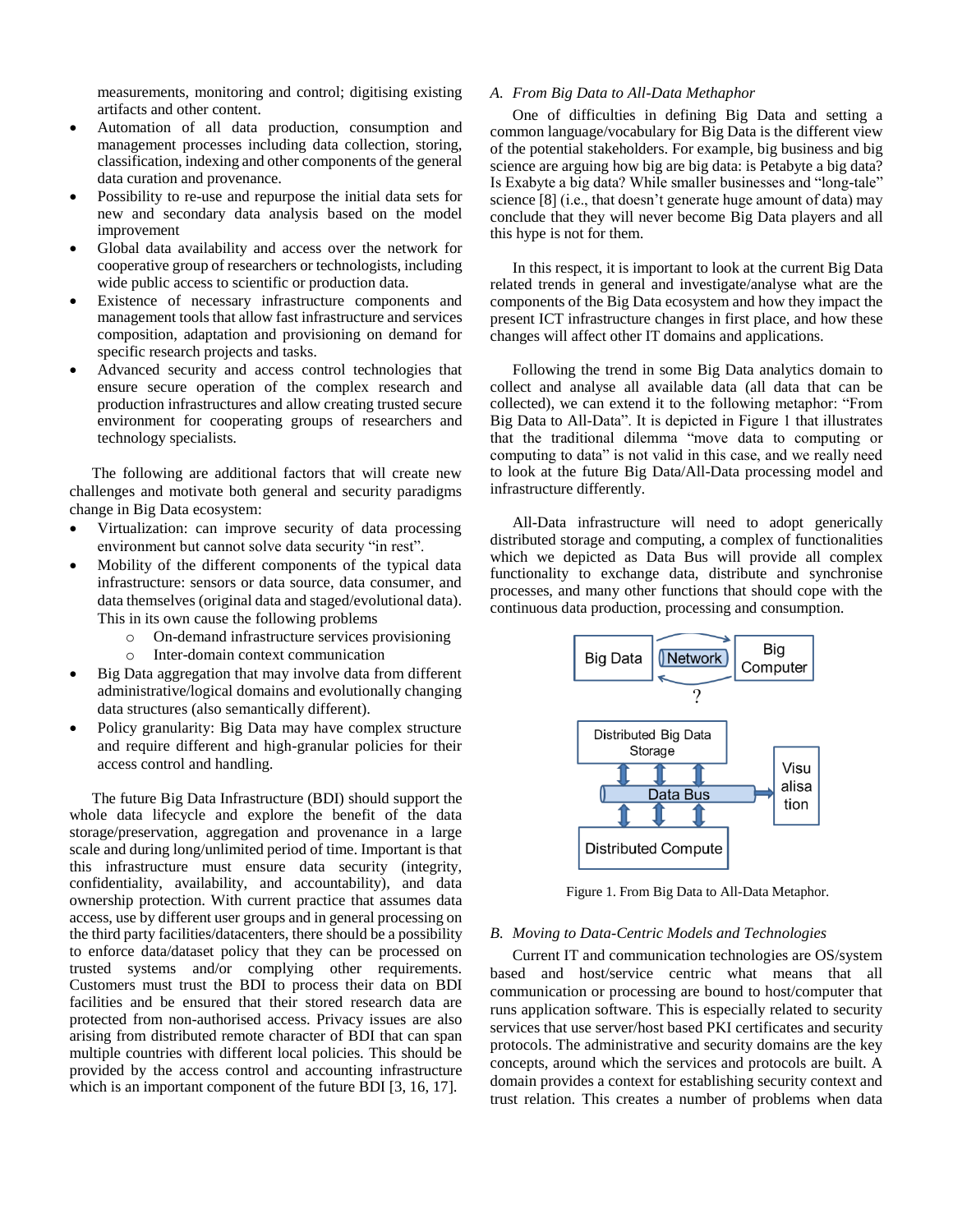measurements, monitoring and control; digitising existing artifacts and other content.

- Automation of all data production, consumption and management processes including data collection, storing, classification, indexing and other components of the general data curation and provenance.
- Possibility to re-use and repurpose the initial data sets for new and secondary data analysis based on the model improvement
- Global data availability and access over the network for cooperative group of researchers or technologists, including wide public access to scientific or production data.
- Existence of necessary infrastructure components and management tools that allow fast infrastructure and services composition, adaptation and provisioning on demand for specific research projects and tasks.
- Advanced security and access control technologies that ensure secure operation of the complex research and production infrastructures and allow creating trusted secure environment for cooperating groups of researchers and technology specialists.

The following are additional factors that will create new challenges and motivate both general and security paradigms change in Big Data ecosystem:

- Virtualization: can improve security of data processing environment but cannot solve data security "in rest".
- Mobility of the different components of the typical data infrastructure: sensors or data source, data consumer, and data themselves (original data and staged/evolutional data). This in its own cause the following problems
  - On-demand infrastructure services provisioning
  - Inter-domain context communication
- Big Data aggregation that may involve data from different administrative/logical domains and evolutionally changing data structures (also semantically different).
- Policy granularity: Big Data may have complex structure and require different and high-granular policies for their access control and handling.

The future Big Data Infrastructure (BDI) should support the whole data lifecycle and explore the benefit of the data storage/preservation, aggregation and provenance in a large scale and during long/unlimited period of time. Important is that this infrastructure must ensure data security (integrity, confidentiality, availability, and accountability), and data ownership protection. With current practice that assumes data access, use by different user groups and in general processing on the third party facilities/datacenters, there should be a possibility to enforce data/dataset policy that they can be processed on trusted systems and/or complying other requirements. Customers must trust the BDI to process their data on BDI facilities and be ensured that their stored research data are protected from non-authorised access. Privacy issues are also arising from distributed remote character of BDI that can span multiple countries with different local policies. This should be provided by the access control and accounting infrastructure which is an important component of the future BDI [3, 16, 17].

### A. *From Big Data to All-Data Metaphor*

One of difficulties in defining Big Data and setting a common language/vocabulary for Big Data is the different view of the potential stakeholders. For example, big business and big science are arguing how big are big data: is Petabyte a big data? Is Exabyte a big data? While smaller businesses and "long-tale" science [8] (i.e., that doesn't generate huge amount of data) may conclude that they will never become Big Data players and all this hype is not for them.

In this respect, it is important to look at the current Big Data related trends in general and investigate/analyse what are the components of the Big Data ecosystem and how they impact the present ICT infrastructure changes in first place, and how these changes will affect other IT domains and applications.

Following the trend in some Big Data analytics domain to collect and analyse all available data (all data that can be collected), we can extend it to the following metaphor: "From Big Data to All-Data". It is depicted in Figure 1 that illustrates that the traditional dilemma "move data to computing or computing to data" is not valid in this case, and we really need to look at the future Big Data/All-Data processing model and infrastructure differently.

All-Data infrastructure will need to adopt generically distributed storage and computing, a complex of functionalities which we depicted as Data Bus will provide all complex functionality to exchange data, distribute and synchronise processes, and many other functions that should cope with the continuous data production, processing and consumption.

Figure 1. From Big Data to All-Data Metaphor.

### B. *Moving to Data-Centric Models and Technologies*

Current IT and communication technologies are OS/system based and host/service centric what means that all communication or processing are bound to host/computer that runs application software. This is especially related to security services that use server/host based PKI certificates and security protocols. The administrative and security domains are the key concepts, around which the services and protocols are built. A domain provides a context for establishing security context and trust relation. This creates a number of problems when data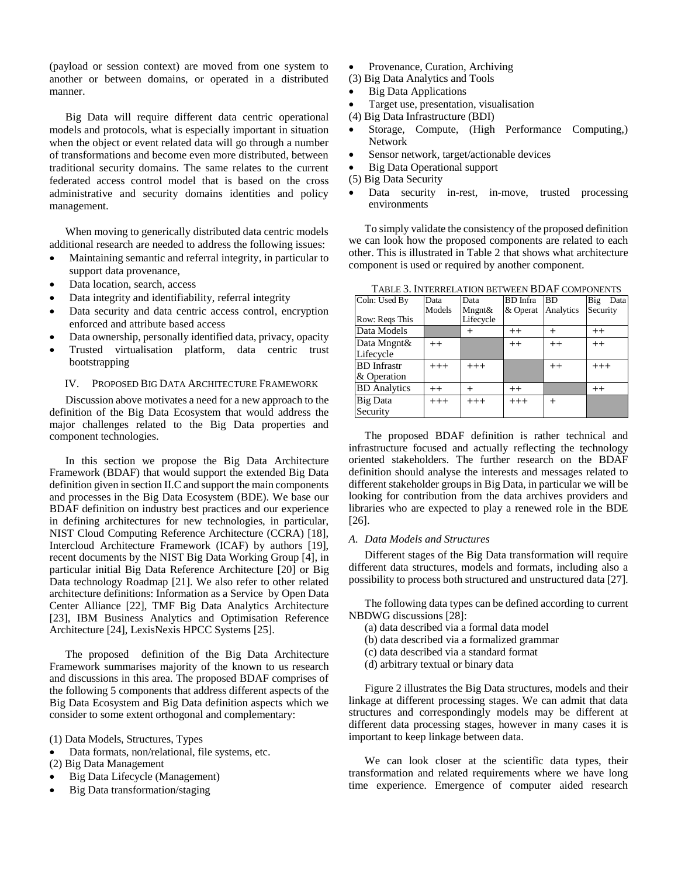(payload or session context) are moved from one system to another or between domains, or operated in a distributed manner.

Big Data will require different data centric operational models and protocols, what is especially important in situation when the object or event related data will go through a number of transformations and become even more distributed, between traditional security domains. The same relates to the current federated access control model that is based on the cross administrative and security domains identities and policy management.

When moving to generically distributed data centric models additional research are needed to address the following issues:

- Maintaining semantic and referral integrity, in particular to support data provenance,
- Data location, search, access
- Data integrity and identifiability, referral integrity
- Data security and data centric access control, encryption enforced and attribute based access
- Data ownership, personally identified data, privacy, opacity
- Trusted virtualisation platform, data centric trust bootstrapping

## IV. PROPOSED BIG DATA ARCHITECTURE FRAMEWORK

Discussion above motivates a need for a new approach to the definition of the Big Data Ecosystem that would address the major challenges related to the Big Data properties and component technologies.

In this section we propose the Big Data Architecture Framework (BDAF) that would support the extended Big Data definition given in section II.C and support the main components and processes in the Big Data Ecosystem (BDE). We base our BDAF definition on industry best practices and our experience in defining architectures for new technologies, in particular, NIST Cloud Computing Reference Architecture (CCRA) [18], Intercloud Architecture Framework (ICAF) by authors [19], recent documents by the NIST Big Data Working Group [4], in particular initial Big Data Reference Architecture [20] or Big Data technology Roadmap [21]. We also refer to other related architecture definitions: Information as a Service by Open Data Center Alliance [22], TMF Big Data Analytics Architecture [23], IBM Business Analytics and Optimisation Reference Architecture [24], LexisNexis HPCC Systems [25].

The proposed definition of the Big Data Architecture Framework summarises majority of the known to us research and discussions in this area. The proposed BDAF comprises of the following 5 components that address different aspects of the Big Data Ecosystem and Big Data definition aspects which we consider to some extent orthogonal and complementary:

(1) Data Models, Structures, Types
- Data formats, non/relational, file systems, etc.

(2) Big Data Management
- Big Data Lifecycle (Management)
- Big Data transformation/staging
- Provenance, Curation, Archiving

(3) Big Data Analytics and Tools
- Big Data Applications
- Target use, presentation, visualisation

(4) Big Data Infrastructure (BDI)
- Storage, Compute, (High Performance Computing,) Network
- Sensor network, target/actionable devices
- Big Data Operational support

(5) Big Data Security
- Data security in-rest, in-move, trusted processing environments

To simply validate the consistency of the proposed definition we can look how the proposed components are related to each other. This is illustrated in Table 2 that shows what architecture component is used or required by another component.

TABLE 3. INTERRELATION BETWEEN BDAF COMPONENTS

| Coln: Used By / Row: Reqs This | Data Models | Data Mngnt& Lifecycle | BD Infra & Operat | BD Analytics | Big Data Security |
|---|---|---|---|---|---|
| Data Models | | + | ++ | + | ++ |
| Data Mngnt& Lifecycle | ++ | | ++ | ++ | ++ |
| BD Infrastr & Operation | +++ | +++ | | ++ | +++ |
| BD Analytics | ++ | + | ++ | | ++ |
| Big Data Security | +++ | +++ | +++ | + | |

The proposed BDAF definition is rather technical and infrastructure focused and actually reflecting the technology oriented stakeholders. The further research on the BDAF definition should analyse the interests and messages related to different stakeholder groups in Big Data, in particular we will be looking for contribution from the data archives providers and libraries who are expected to play a renewed role in the BDE [26].

### *A. Data Models and Structures*

Different stages of the Big Data transformation will require different data structures, models and formats, including also a possibility to process both structured and unstructured data [27].

The following data types can be defined according to current NBDWG discussions [28]:

(a) data described via a formal data model
(b) data described via a formalized grammar
(c) data described via a standard format
(d) arbitrary textual or binary data

Figure 2 illustrates the Big Data structures, models and their linkage at different processing stages. We can admit that data structures and correspondingly models may be different at different data processing stages, however in many cases it is important to keep linkage between data.

We can look closer at the scientific data types, their transformation and related requirements where we have long time experience. Emergence of computer aided research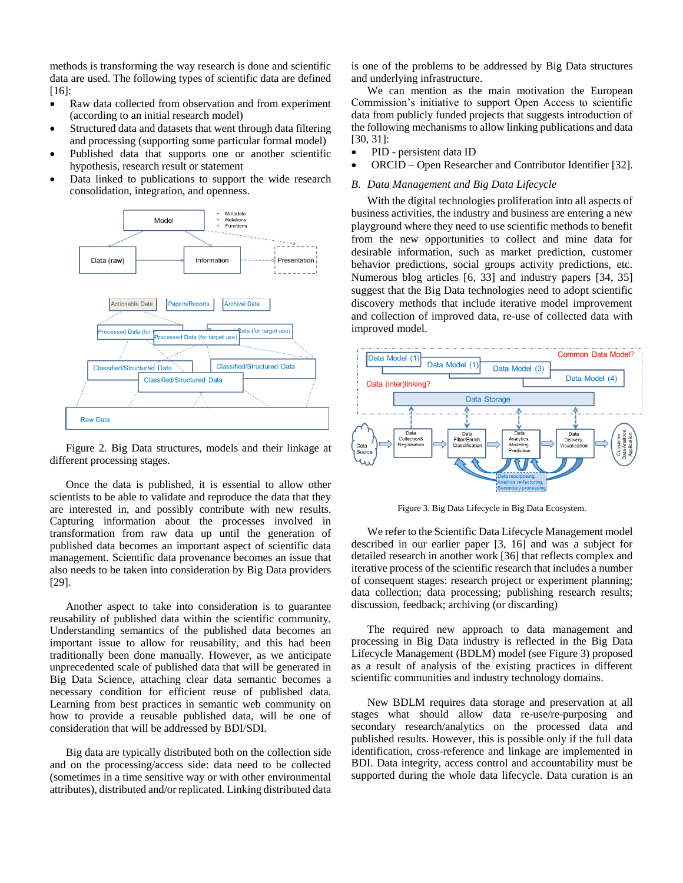methods is transforming the way research is done and scientific data are used. The following types of scientific data are defined [16]:

- Raw data collected from observation and from experiment (according to an initial research model)
- Structured data and datasets that went through data filtering and processing (supporting some particular formal model)
- Published data that supports one or another scientific hypothesis, research result or statement
- Data linked to publications to support the wide research consolidation, integration, and openness.

Model
- Metadata
- Relations
- Functions

Data (raw)
Information
Presentation

Actionable Data
Papers/Reports
Archival Data
Processed Data (for
Processed Data (for target use)
Data (for target use)
Classified/Structured Data
Classified/Structured Data
Classified/Structured Data
Raw Data

Figure 2. Big Data structures, models and their linkage at different processing stages.

Once the data is published, it is essential to allow other scientists to be able to validate and reproduce the data that they are interested in, and possibly contribute with new results. Capturing information about the processes involved in transformation from raw data up until the generation of published data becomes an important aspect of scientific data management. Scientific data provenance becomes an issue that also needs to be taken into consideration by Big Data providers [29].

Another aspect to take into consideration is to guarantee reusability of published data within the scientific community. Understanding semantics of the published data becomes an important issue to allow for reusability, and this had been traditionally been done manually. However, as we anticipate unprecedented scale of published data that will be generated in Big Data Science, attaching clear data semantic becomes a necessary condition for efficient reuse of published data. Learning from best practices in semantic web community on how to provide a reusable published data, will be one of consideration that will be addressed by BDI/SDI.

Big data are typically distributed both on the collection side and on the processing/access side: data need to be collected (sometimes in a time sensitive way or with other environmental attributes), distributed and/or replicated. Linking distributed data is one of the problems to be addressed by Big Data structures and underlying infrastructure.

We can mention as the main motivation the European Commission's initiative to support Open Access to scientific data from publicly funded projects that suggests introduction of the following mechanisms to allow linking publications and data [30, 31]:

- PID - persistent data ID
- ORCID – Open Researcher and Contributor Identifier [32].

### *B. Data Management and Big Data Lifecycle*

With the digital technologies proliferation into all aspects of business activities, the industry and business are entering a new playground where they need to use scientific methods to benefit from the new opportunities to collect and mine data for desirable information, such as market prediction, customer behavior predictions, social groups activity predictions, etc. Numerous blog articles [6, 33] and industry papers [34, 35] suggest that the Big Data technologies need to adopt scientific discovery methods that include iterative model improvement and collection of improved data, re-use of collected data with improved model.

Data Model (1)
Data Model (1)
Data Model (3)
Data Model (4)
Common Data Model?
Data (inter)linking?
Data Storage
Data Source
Data Collection& Registration
Data Filter/Enrich, Classification
Data Analytics, Modeling, Prediction
Data Delivery, Visualisation
Consumer Data Analytics Application
Data repurposing, Analitics re-factoring, Secondary processing

Figure 3. Big Data Lifecycle in Big Data Ecosystem.

We refer to the Scientific Data Lifecycle Management model described in our earlier paper [3, 16] and was a subject for detailed research in another work [36] that reflects complex and iterative process of the scientific research that includes a number of consequent stages: research project or experiment planning; data collection; data processing; publishing research results; discussion, feedback; archiving (or discarding)

The required new approach to data management and processing in Big Data industry is reflected in the Big Data Lifecycle Management (BDLM) model (see Figure 3) proposed as a result of analysis of the existing practices in different scientific communities and industry technology domains.

New BDLM requires data storage and preservation at all stages what should allow data re-use/re-purposing and secondary research/analytics on the processed data and published results. However, this is possible only if the full data identification, cross-reference and linkage are implemented in BDI. Data integrity, access control and accountability must be supported during the whole data lifecycle. Data curation is an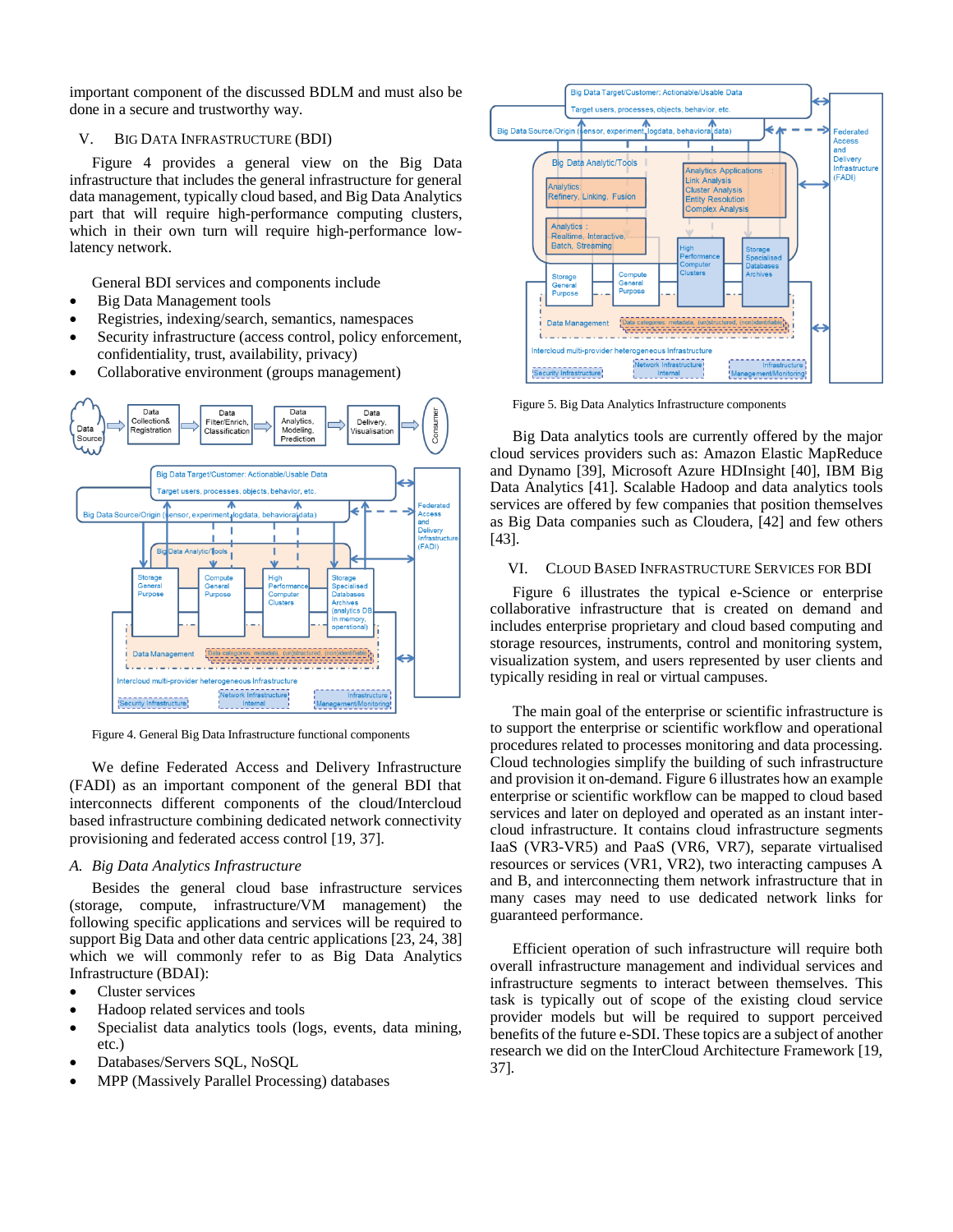important component of the discussed BDLM and must also be done in a secure and trustworthy way.

## V. Big Data Infrastructure (BDI)

Figure 4 provides a general view on the Big Data infrastructure that includes the general infrastructure for general data management, typically cloud based, and Big Data Analytics part that will require high-performance computing clusters, which in their own turn will require high-performance low-latency network.

General BDI services and components include

- Big Data Management tools
- Registries, indexing/search, semantics, namespaces
- Security infrastructure (access control, policy enforcement, confidentiality, trust, availability, privacy)
- Collaborative environment (groups management)

Figure 4. General Big Data Infrastructure functional components

We define Federated Access and Delivery Infrastructure (FADI) as an important component of the general BDI that interconnects different components of the cloud/Intercloud based infrastructure combining dedicated network connectivity provisioning and federated access control [19, 37].

### *A. Big Data Analytics Infrastructure*

Besides the general cloud base infrastructure services (storage, compute, infrastructure/VM management) the following specific applications and services will be required to support Big Data and other data centric applications [23, 24, 38] which we will commonly refer to as Big Data Analytics Infrastructure (BDAI):

- Cluster services
- Hadoop related services and tools
- Specialist data analytics tools (logs, events, data mining, etc.)
- Databases/Servers SQL, NoSQL
- MPP (Massively Parallel Processing) databases

Figure 5. Big Data Analytics Infrastructure components

Big Data analytics tools are currently offered by the major cloud services providers such as: Amazon Elastic MapReduce and Dynamo [39], Microsoft Azure HDInsight [40], IBM Big Data Analytics [41]. Scalable Hadoop and data analytics tools services are offered by few companies that position themselves as Big Data companies such as Cloudera, [42] and few others [43].

## VI. Cloud Based Infrastructure Services for BDI

Figure 6 illustrates the typical e-Science or enterprise collaborative infrastructure that is created on demand and includes enterprise proprietary and cloud based computing and storage resources, instruments, control and monitoring system, visualization system, and users represented by user clients and typically residing in real or virtual campuses.

The main goal of the enterprise or scientific infrastructure is to support the enterprise or scientific workflow and operational procedures related to processes monitoring and data processing. Cloud technologies simplify the building of such infrastructure and provision it on-demand. Figure 6 illustrates how an example enterprise or scientific workflow can be mapped to cloud based services and later on deployed and operated as an instant inter-cloud infrastructure. It contains cloud infrastructure segments IaaS (VR3-VR5) and PaaS (VR6, VR7), separate virtualised resources or services (VR1, VR2), two interacting campuses A and B, and interconnecting them network infrastructure that in many cases may need to use dedicated network links for guaranteed performance.

Efficient operation of such infrastructure will require both overall infrastructure management and individual services and infrastructure segments to interact between themselves. This task is typically out of scope of the existing cloud service provider models but will be required to support perceived benefits of the future e-SDI. These topics are a subject of another research we did on the InterCloud Architecture Framework [19, 37].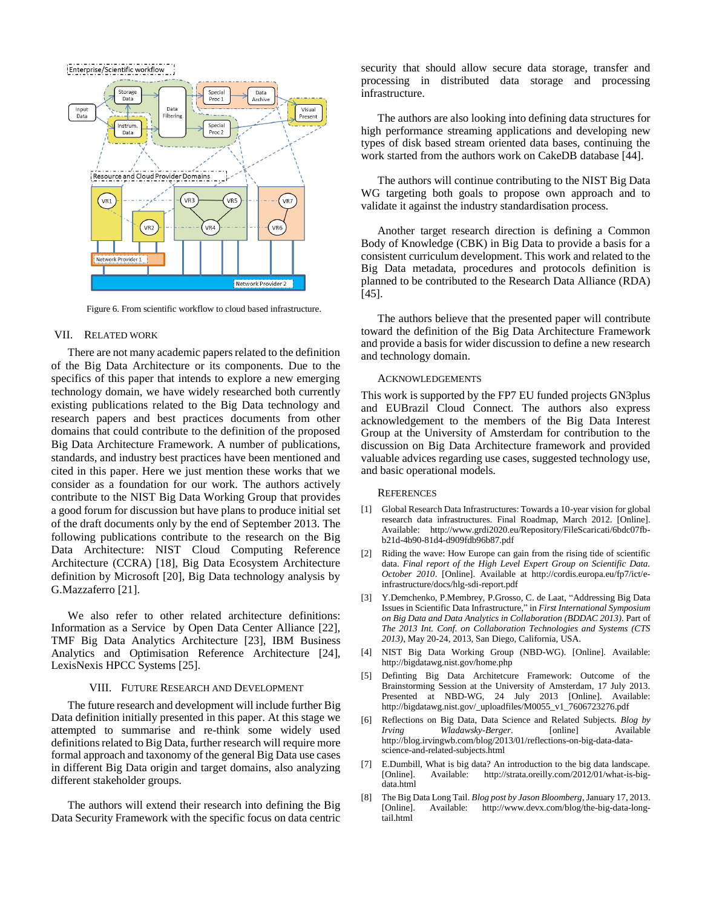Figure 6. From scientific workflow to cloud based infrastructure.

## VII. RELATED WORK

There are not many academic papers related to the definition of the Big Data Architecture or its components. Due to the specifics of this paper that intends to explore a new emerging technology domain, we have widely researched both currently existing publications related to the Big Data technology and research papers and best practices documents from other domains that could contribute to the definition of the proposed Big Data Architecture Framework. A number of publications, standards, and industry best practices have been mentioned and cited in this paper. Here we just mention these works that we consider as a foundation for our work. The authors actively contribute to the NIST Big Data Working Group that provides a good forum for discussion but have plans to produce initial set of the draft documents only by the end of September 2013. The following publications contribute to the research on the Big Data Architecture: NIST Cloud Computing Reference Architecture (CCRA) [18], Big Data Ecosystem Architecture definition by Microsoft [20], Big Data technology analysis by G.Mazzaferro [21].

We also refer to other related architecture definitions: Information as a Service by Open Data Center Alliance [22], TMF Big Data Analytics Architecture [23], IBM Business Analytics and Optimisation Reference Architecture [24], LexisNexis HPCC Systems [25].

## VIII. FUTURE RESEARCH AND DEVELOPMENT

The future research and development will include further Big Data definition initially presented in this paper. At this stage we attempted to summarise and re-think some widely used definitions related to Big Data, further research will require more formal approach and taxonomy of the general Big Data use cases in different Big Data origin and target domains, also analyzing different stakeholder groups.

The authors will extend their research into defining the Big Data Security Framework with the specific focus on data centric security that should allow secure data storage, transfer and processing in distributed data storage and processing infrastructure.

The authors are also looking into defining data structures for high performance streaming applications and developing new types of disk based stream oriented data bases, continuing the work started from the authors work on CakeDB database [44].

The authors will continue contributing to the NIST Big Data WG targeting both goals to propose own approach and to validate it against the industry standardisation process.

Another target research direction is defining a Common Body of Knowledge (CBK) in Big Data to provide a basis for a consistent curriculum development. This work and related to the Big Data metadata, procedures and protocols definition is planned to be contributed to the Research Data Alliance (RDA) [45].

The authors believe that the presented paper will contribute toward the definition of the Big Data Architecture Framework and provide a basis for wider discussion to define a new research and technology domain.

## ACKNOWLEDGEMENTS

This work is supported by the FP7 EU funded projects GN3plus and EUBrazil Cloud Connect. The authors also express acknowledgement to the members of the Big Data Interest Group at the University of Amsterdam for contribution to the discussion on Big Data Architecture framework and provided valuable advices regarding use cases, suggested technology use, and basic operational models.

## REFERENCES

[1] Global Research Data Infrastructures: Towards a 10-year vision for global research data infrastructures. Final Roadmap, March 2012. [Online]. Available: http://www.grdi2020.eu/Repository/FileScaricati/6bdc07fb-b21d-4b90-81d4-d909fdb96b87.pdf

[2] Riding the wave: How Europe can gain from the rising tide of scientific data. *Final report of the High Level Expert Group on Scientific Data. October 2010*. [Online]. Available at http://cordis.europa.eu/fp7/ict/e-infrastructure/docs/hlg-sdi-report.pdf

[3] Y.Demchenko, P.Membrey, P.Grosso, C. de Laat, "Addressing Big Data Issues in Scientific Data Infrastructure," in *First International Symposium on Big Data and Data Analytics in Collaboration (BDDAC 2013)*. Part of *The 2013 Int. Conf. on Collaboration Technologies and Systems (CTS 2013)*, May 20-24, 2013, San Diego, California, USA.

[4] NIST Big Data Working Group (NBD-WG). [Online]. Available: http://bigdatawg.nist.gov/home.php

[5] Definting Big Data Architetcure Framework: Outcome of the Brainstorming Session at the University of Amsterdam, 17 July 2013. Presented at NBD-WG, 24 July 2013 [Online]. Available: http://bigdatawg.nist.gov/_uploadfiles/M0055_v1_7606723276.pdf

[6] Reflections on Big Data, Data Science and Related Subjects. *Blog by Irving Wladawsky-Berger*. [online] Available http://blog.irvingwb.com/blog/2013/01/reflections-on-big-data-data-science-and-related-subjects.html

[7] E.Dumbill, What is big data? An introduction to the big data landscape. [Online]. Available: http://strata.oreilly.com/2012/01/what-is-big-data.html

[8] The Big Data Long Tail. *Blog post by Jason Bloomberg*, January 17, 2013. [Online]. Available: http://www.devx.com/blog/the-big-data-long-tail.html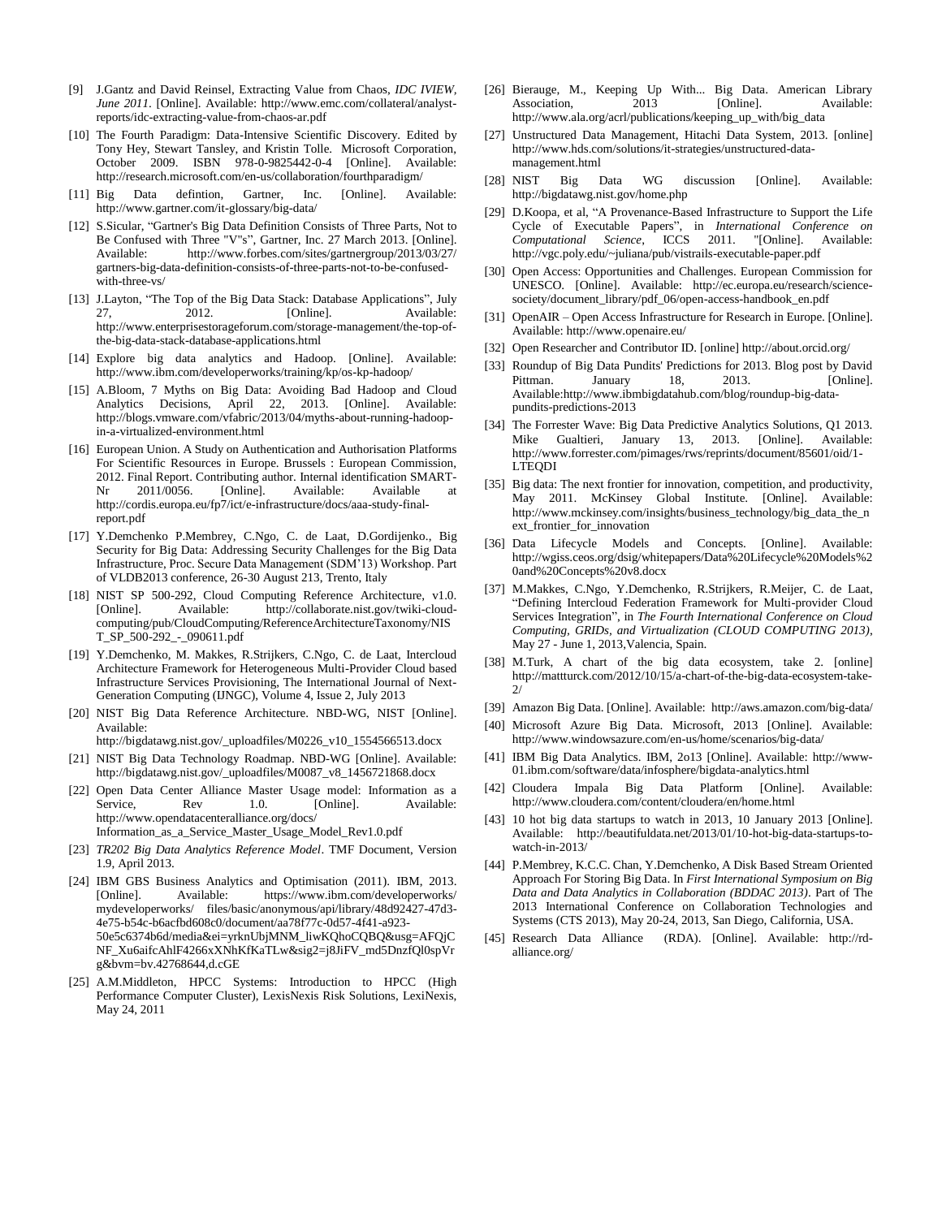[9] J.Gantz and David Reinsel, Extracting Value from Chaos, *IDC IVIEW, June 2011*. [Online]. Available: http://www.emc.com/collateral/analyst-reports/idc-extracting-value-from-chaos-ar.pdf

[10] The Fourth Paradigm: Data-Intensive Scientific Discovery. Edited by Tony Hey, Stewart Tansley, and Kristin Tolle. Microsoft Corporation, October 2009. ISBN 978-0-9825442-0-4 [Online]. Available: http://research.microsoft.com/en-us/collaboration/fourthparadigm/

[11] Big Data defintion, Gartner, Inc. [Online]. Available: http://www.gartner.com/it-glossary/big-data/

[12] S.Sicular, "Gartner's Big Data Definition Consists of Three Parts, Not to Be Confused with Three "V"s", Gartner, Inc. 27 March 2013. [Online]. Available: http://www.forbes.com/sites/gartnergroup/2013/03/27/gartners-big-data-definition-consists-of-three-parts-not-to-be-confused-with-three-vs/

[13] J.Layton, "The Top of the Big Data Stack: Database Applications", July 27, 2012. [Online]. Available: http://www.enterprisestorageforum.com/storage-management/the-top-of-the-big-data-stack-database-applications.html

[14] Explore big data analytics and Hadoop. [Online]. Available: http://www.ibm.com/developerworks/training/kp/os-kp-hadoop/

[15] A.Bloom, 7 Myths on Big Data: Avoiding Bad Hadoop and Cloud Analytics Decisions, April 22, 2013. [Online]. Available: http://blogs.vmware.com/vfabric/2013/04/myths-about-running-hadoop-in-a-virtualized-environment.html

[16] European Union. A Study on Authentication and Authorisation Platforms For Scientific Resources in Europe. Brussels : European Commission, 2012. Final Report. Contributing author. Internal identification SMART-Nr 2011/0056. [Online]. Available: Available at http://cordis.europa.eu/fp7/ict/e-infrastructure/docs/aaa-study-final-report.pdf

[17] Y.Demchenko P.Membrey, C.Ngo, C. de Laat, D.Gordijenko., Big Security for Big Data: Addressing Security Challenges for the Big Data Infrastructure, Proc. Secure Data Management (SDM'13) Workshop. Part of VLDB2013 conference, 26-30 August 213, Trento, Italy

[18] NIST SP 500-292, Cloud Computing Reference Architecture, v1.0. [Online]. Available: http://collaborate.nist.gov/twiki-cloud-computing/pub/CloudComputing/ReferenceArchitectureTaxonomy/NIST_SP_500-292_-_090611.pdf

[19] Y.Demchenko, M. Makkes, R.Strijkers, C.Ngo, C. de Laat, Intercloud Architecture Framework for Heterogeneous Multi-Provider Cloud based Infrastructure Services Provisioning, The International Journal of Next-Generation Computing (IJNGC), Volume 4, Issue 2, July 2013

[20] NIST Big Data Reference Architecture. NBD-WG, NIST [Online]. Available: http://bigdatawg.nist.gov/_uploadfiles/M0226_v10_1554566513.docx

[21] NIST Big Data Technology Roadmap. NBD-WG [Online]. Available: http://bigdatawg.nist.gov/_uploadfiles/M0087_v8_1456721868.docx

[22] Open Data Center Alliance Master Usage model: Information as a Service, Rev 1.0. [Online]. Available: http://www.opendatacenteralliance.org/docs/Information_as_a_Service_Master_Usage_Model_Rev1.0.pdf

[23] *TR202 Big Data Analytics Reference Model*. TMF Document, Version 1.9, April 2013.

[24] IBM GBS Business Analytics and Optimisation (2011). IBM, 2013. [Online]. Available: https://www.ibm.com/developerworks/mydeveloperworks/ files/basic/anonymous/api/library/48d92427-47d3-4e75-b54c-b6acfbd608c0/document/aa78f77c-0d57-4f41-a923-50e5c6374b6d/media&ei=yrknUbjMNM_liwKQhoCQBQ&usg=AFQjCNF_Xu6aifcAhlF4266xXNhKfKaTLw&sig2=j8JiFV_md5DnzfQl0spVrg&bvm=bv.42768644,d.cGE

[25] A.M.Middleton, HPCC Systems: Introduction to HPCC (High Performance Computer Cluster), LexisNexis Risk Solutions, LexiNexis, May 24, 2011

[26] Bierauge, M., Keeping Up With... Big Data. American Library Association, 2013 [Online]. Available: http://www.ala.org/acrl/publications/keeping_up_with/big_data

[27] Unstructured Data Management, Hitachi Data System, 2013. [online] http://www.hds.com/solutions/it-strategies/unstructured-data-management.html

[28] NIST Big Data WG discussion [Online]. Available: http://bigdatawg.nist.gov/home.php

[29] D.Koopa, et al, "A Provenance-Based Infrastructure to Support the Life Cycle of Executable Papers", in *International Conference on Computational Science*, ICCS 2011. "[Online]. Available: http://vgc.poly.edu/~juliana/pub/vistrails-executable-paper.pdf

[30] Open Access: Opportunities and Challenges. European Commission for UNESCO. [Online]. Available: http://ec.europa.eu/research/science-society/document_library/pdf_06/open-access-handbook_en.pdf

[31] OpenAIR – Open Access Infrastructure for Research in Europe. [Online]. Available: http://www.openaire.eu/

[32] Open Researcher and Contributor ID. [online] http://about.orcid.org/

[33] Roundup of Big Data Pundits' Predictions for 2013. Blog post by David Pittman. January 18, 2013. [Online]. Available:http://www.ibmbigdatahub.com/blog/roundup-big-data-pundits-predictions-2013

[34] The Forrester Wave: Big Data Predictive Analytics Solutions, Q1 2013. Mike Gualtieri, January 13, 2013. [Online]. Available: http://www.forrester.com/pimages/rws/reprints/document/85601/oid/1-LTEQDI

[35] Big data: The next frontier for innovation, competition, and productivity, May 2011. McKinsey Global Institute. [Online]. Available: http://www.mckinsey.com/insights/business_technology/big_data_the_next_frontier_for_innovation

[36] Data Lifecycle Models and Concepts. [Online]. Available: http://wgiss.ceos.org/dsig/whitepapers/Data%20Lifecycle%20Models%20and%20Concepts%20v8.docx

[37] M.Makkes, C.Ngo, Y.Demchenko, R.Strijkers, R.Meijer, C. de Laat, "Defining Intercloud Federation Framework for Multi-provider Cloud Services Integration", in *The Fourth International Conference on Cloud Computing, GRIDs, and Virtualization (CLOUD COMPUTING 2013)*, May 27 - June 1, 2013,Valencia, Spain.

[38] M.Turk, A chart of the big data ecosystem, take 2. [online] http://mattturck.com/2012/10/15/a-chart-of-the-big-data-ecosystem-take-2/

[39] Amazon Big Data. [Online]. Available: http://aws.amazon.com/big-data/

[40] Microsoft Azure Big Data. Microsoft, 2013 [Online]. Available: http://www.windowsazure.com/en-us/home/scenarios/big-data/

[41] IBM Big Data Analytics. IBM, 2o13 [Online]. Available: http://www-01.ibm.com/software/data/infosphere/bigdata-analytics.html

[42] Cloudera Impala Big Data Platform [Online]. Available: http://www.cloudera.com/content/cloudera/en/home.html

[43] 10 hot big data startups to watch in 2013, 10 January 2013 [Online]. Available: http://beautifuldata.net/2013/01/10-hot-big-data-startups-to-watch-in-2013/

[44] P.Membrey, K.C.C. Chan, Y.Demchenko, A Disk Based Stream Oriented Approach For Storing Big Data. In *First International Symposium on Big Data and Data Analytics in Collaboration (BDDAC 2013)*. Part of The 2013 International Conference on Collaboration Technologies and Systems (CTS 2013), May 20-24, 2013, San Diego, California, USA.

[45] Research Data Alliance (RDA). [Online]. Available: http://rd-alliance.org/